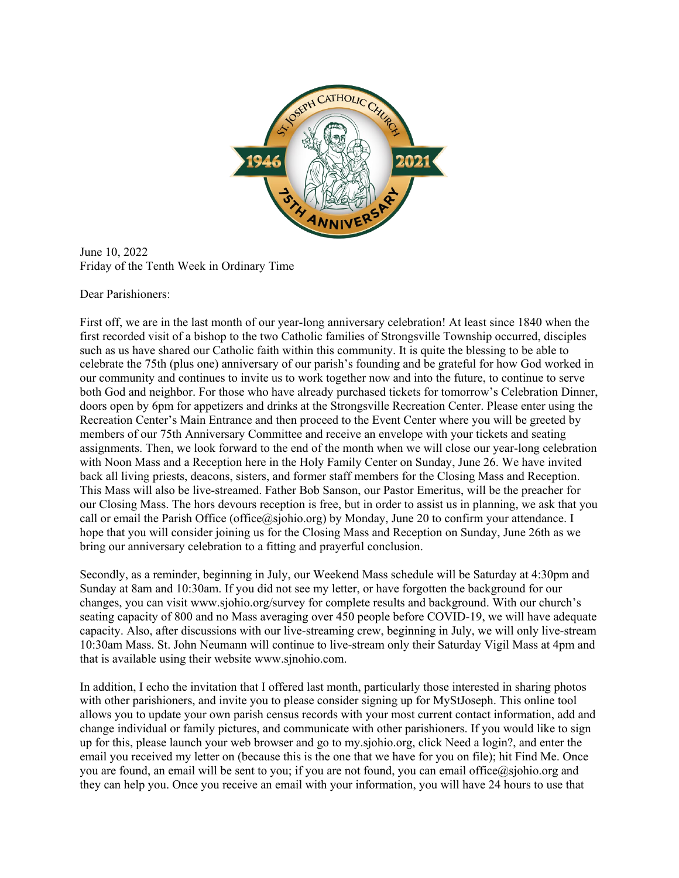June 10, 2022
Friday of the Tenth Week in Ordinary Time

Dear Parishioners:

First off, we are in the last month of our year-long anniversary celebration! At least since 1840 when the first recorded visit of a bishop to the two Catholic families of Strongsville Township occurred, disciples such as us have shared our Catholic faith within this community. It is quite the blessing to be able to celebrate the 75th (plus one) anniversary of our parish's founding and be grateful for how God worked in our community and continues to invite us to work together now and into the future, to continue to serve both God and neighbor. For those who have already purchased tickets for tomorrow's Celebration Dinner, doors open by 6pm for appetizers and drinks at the Strongsville Recreation Center. Please enter using the Recreation Center's Main Entrance and then proceed to the Event Center where you will be greeted by members of our 75th Anniversary Committee and receive an envelope with your tickets and seating assignments. Then, we look forward to the end of the month when we will close our year-long celebration with Noon Mass and a Reception here in the Holy Family Center on Sunday, June 26. We have invited back all living priests, deacons, sisters, and former staff members for the Closing Mass and Reception. This Mass will also be live-streamed. Father Bob Sanson, our Pastor Emeritus, will be the preacher for our Closing Mass. The hors devours reception is free, but in order to assist us in planning, we ask that you call or email the Parish Office (office@sjohio.org) by Monday, June 20 to confirm your attendance. I hope that you will consider joining us for the Closing Mass and Reception on Sunday, June 26th as we bring our anniversary celebration to a fitting and prayerful conclusion.

Secondly, as a reminder, beginning in July, our Weekend Mass schedule will be Saturday at 4:30pm and Sunday at 8am and 10:30am. If you did not see my letter, or have forgotten the background for our changes, you can visit www.sjohio.org/survey for complete results and background. With our church's seating capacity of 800 and no Mass averaging over 450 people before COVID-19, we will have adequate capacity. Also, after discussions with our live-streaming crew, beginning in July, we will only live-stream 10:30am Mass. St. John Neumann will continue to live-stream only their Saturday Vigil Mass at 4pm and that is available using their website www.sjnohio.com.

In addition, I echo the invitation that I offered last month, particularly those interested in sharing photos with other parishioners, and invite you to please consider signing up for MyStJoseph. This online tool allows you to update your own parish census records with your most current contact information, add and change individual or family pictures, and communicate with other parishioners. If you would like to sign up for this, please launch your web browser and go to my.sjohio.org, click Need a login?, and enter the email you received my letter on (because this is the one that we have for you on file); hit Find Me. Once you are found, an email will be sent to you; if you are not found, you can email office@sjohio.org and they can help you. Once you receive an email with your information, you will have 24 hours to use that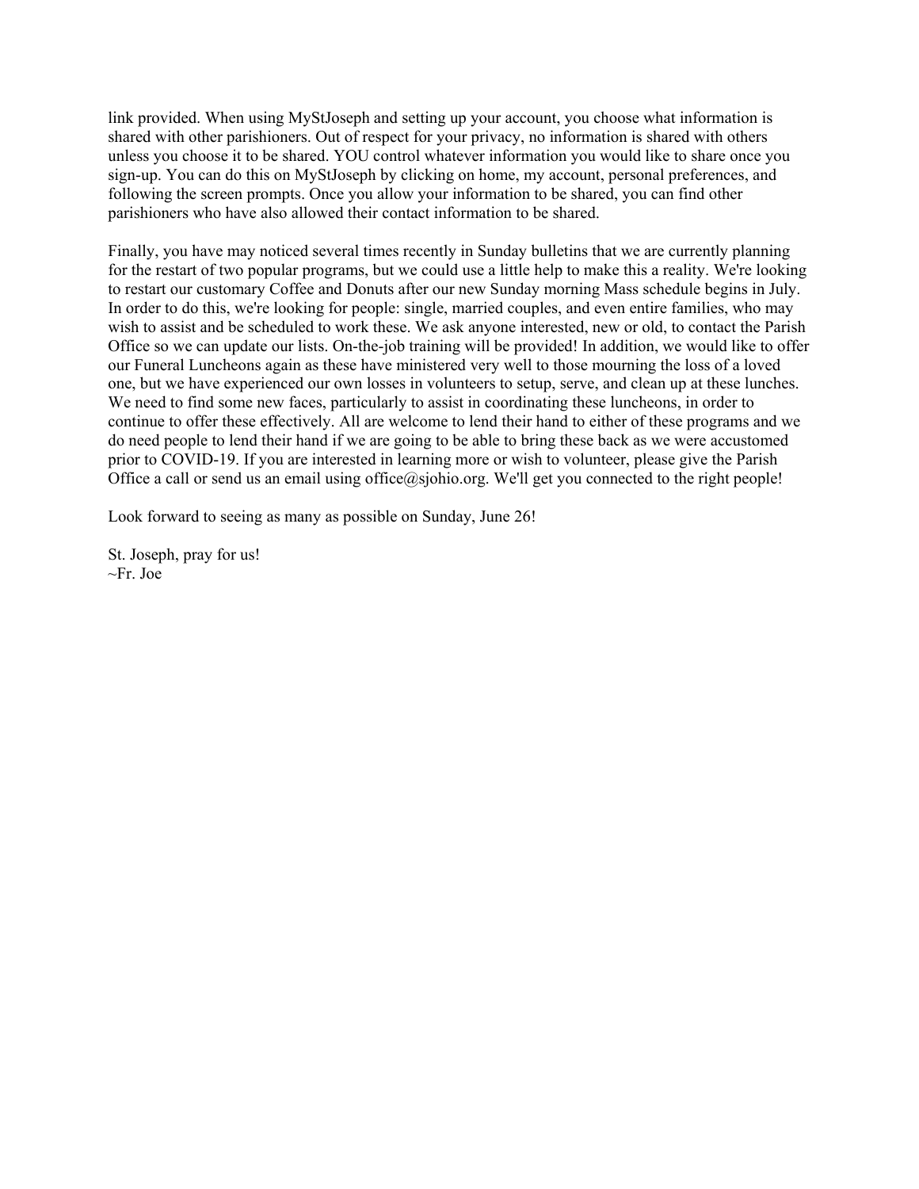link provided. When using MyStJoseph and setting up your account, you choose what information is shared with other parishioners. Out of respect for your privacy, no information is shared with others unless you choose it to be shared. YOU control whatever information you would like to share once you sign-up. You can do this on MyStJoseph by clicking on home, my account, personal preferences, and following the screen prompts. Once you allow your information to be shared, you can find other parishioners who have also allowed their contact information to be shared.

Finally, you have may noticed several times recently in Sunday bulletins that we are currently planning for the restart of two popular programs, but we could use a little help to make this a reality. We're looking to restart our customary Coffee and Donuts after our new Sunday morning Mass schedule begins in July. In order to do this, we're looking for people: single, married couples, and even entire families, who may wish to assist and be scheduled to work these. We ask anyone interested, new or old, to contact the Parish Office so we can update our lists. On-the-job training will be provided! In addition, we would like to offer our Funeral Luncheons again as these have ministered very well to those mourning the loss of a loved one, but we have experienced our own losses in volunteers to setup, serve, and clean up at these lunches. We need to find some new faces, particularly to assist in coordinating these luncheons, in order to continue to offer these effectively. All are welcome to lend their hand to either of these programs and we do need people to lend their hand if we are going to be able to bring these back as we were accustomed prior to COVID-19. If you are interested in learning more or wish to volunteer, please give the Parish Office a call or send us an email using office@sjohio.org. We'll get you connected to the right people!

Look forward to seeing as many as possible on Sunday, June 26!

St. Joseph, pray for us!
~Fr. Joe